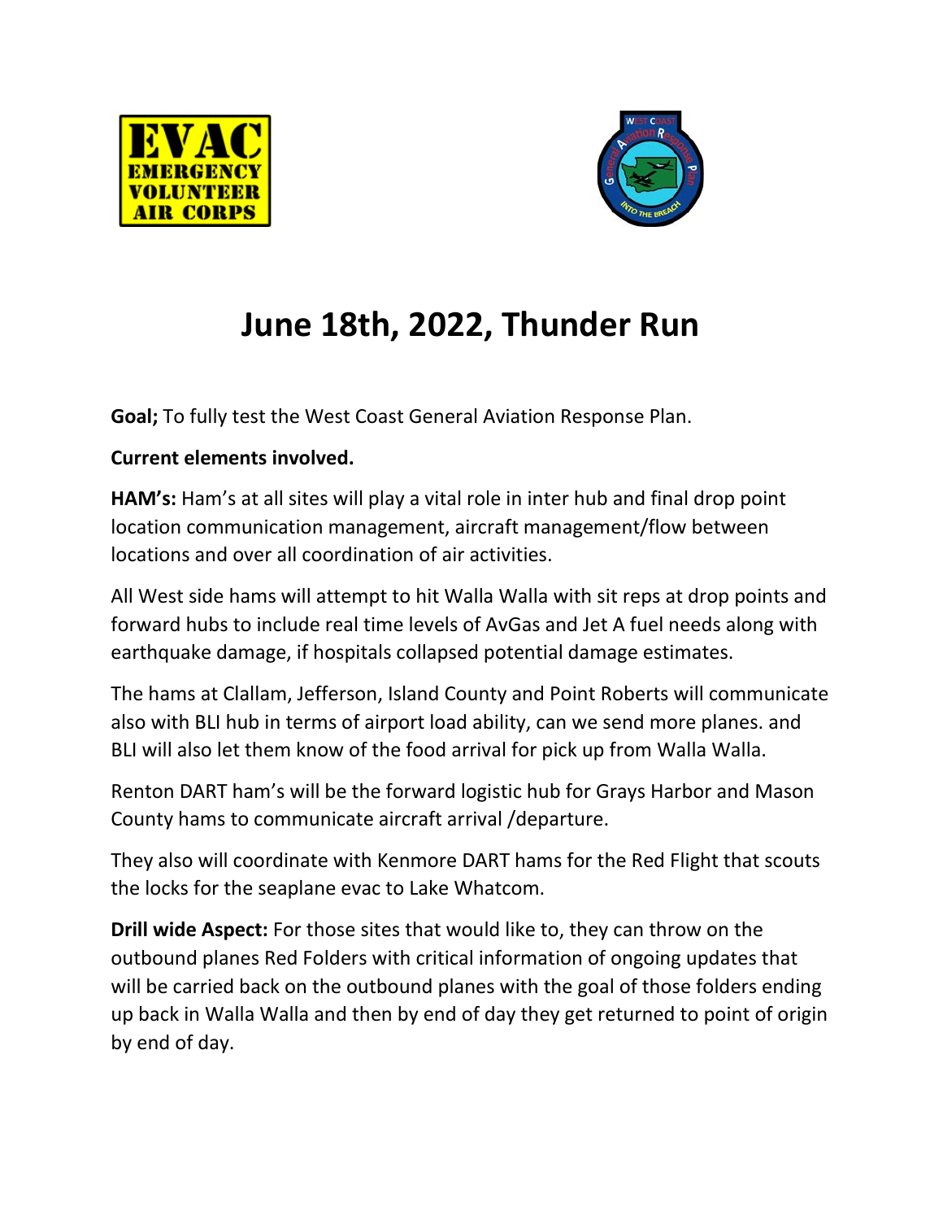# June 18th, 2022, Thunder Run

**Goal;** To fully test the West Coast General Aviation Response Plan.

**Current elements involved.**

**HAM's:** Ham's at all sites will play a vital role in inter hub and final drop point location communication management, aircraft management/flow between locations and over all coordination of air activities.

All West side hams will attempt to hit Walla Walla with sit reps at drop points and forward hubs to include real time levels of AvGas and Jet A fuel needs along with earthquake damage, if hospitals collapsed potential damage estimates.

The hams at Clallam, Jefferson, Island County and Point Roberts will communicate also with BLI hub in terms of airport load ability, can we send more planes. and BLI will also let them know of the food arrival for pick up from Walla Walla.

Renton DART ham's will be the forward logistic hub for Grays Harbor and Mason County hams to communicate aircraft arrival /departure.

They also will coordinate with Kenmore DART hams for the Red Flight that scouts the locks for the seaplane evac to Lake Whatcom.

**Drill wide Aspect:** For those sites that would like to, they can throw on the outbound planes Red Folders with critical information of ongoing updates that will be carried back on the outbound planes with the goal of those folders ending up back in Walla Walla and then by end of day they get returned to point of origin by end of day.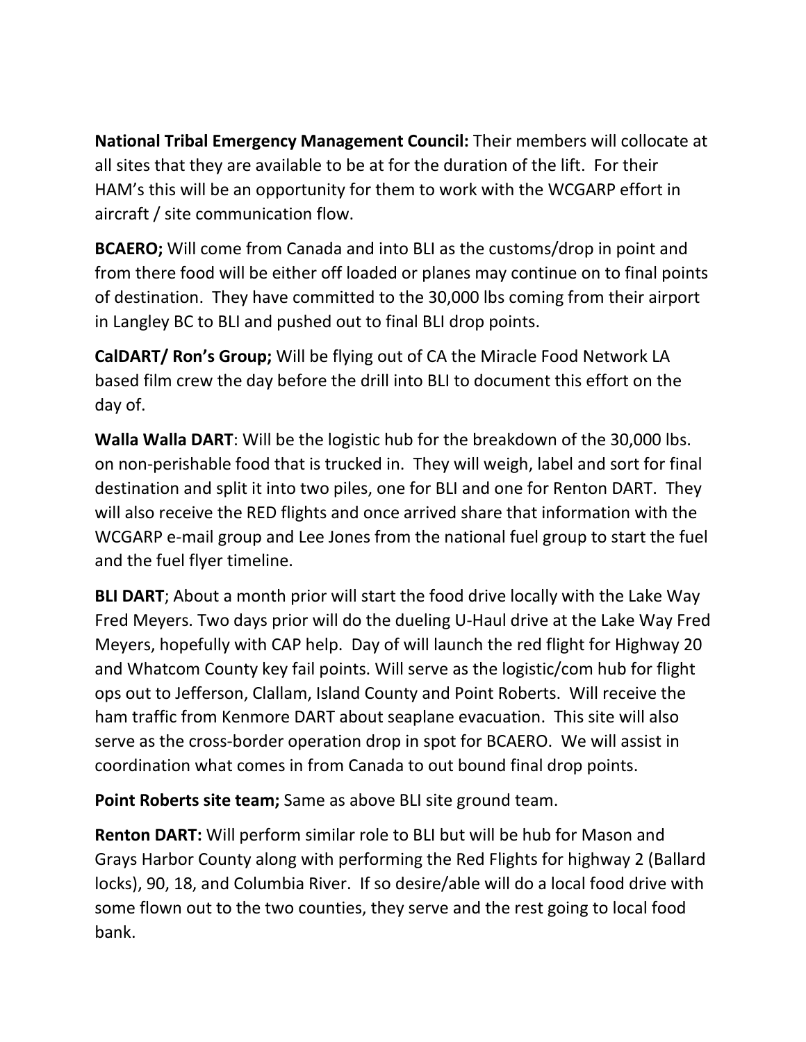**National Tribal Emergency Management Council:** Their members will collocate at all sites that they are available to be at for the duration of the lift. For their HAM's this will be an opportunity for them to work with the WCGARP effort in aircraft / site communication flow.

**BCAERO;** Will come from Canada and into BLI as the customs/drop in point and from there food will be either off loaded or planes may continue on to final points of destination. They have committed to the 30,000 lbs coming from their airport in Langley BC to BLI and pushed out to final BLI drop points.

**CalDART/ Ron's Group;** Will be flying out of CA the Miracle Food Network LA based film crew the day before the drill into BLI to document this effort on the day of.

**Walla Walla DART**: Will be the logistic hub for the breakdown of the 30,000 lbs. on non-perishable food that is trucked in. They will weigh, label and sort for final destination and split it into two piles, one for BLI and one for Renton DART. They will also receive the RED flights and once arrived share that information with the WCGARP e-mail group and Lee Jones from the national fuel group to start the fuel and the fuel flyer timeline.

**BLI DART**; About a month prior will start the food drive locally with the Lake Way Fred Meyers. Two days prior will do the dueling U-Haul drive at the Lake Way Fred Meyers, hopefully with CAP help. Day of will launch the red flight for Highway 20 and Whatcom County key fail points. Will serve as the logistic/com hub for flight ops out to Jefferson, Clallam, Island County and Point Roberts. Will receive the ham traffic from Kenmore DART about seaplane evacuation. This site will also serve as the cross-border operation drop in spot for BCAERO. We will assist in coordination what comes in from Canada to out bound final drop points.

**Point Roberts site team;** Same as above BLI site ground team.

**Renton DART:** Will perform similar role to BLI but will be hub for Mason and Grays Harbor County along with performing the Red Flights for highway 2 (Ballard locks), 90, 18, and Columbia River. If so desire/able will do a local food drive with some flown out to the two counties, they serve and the rest going to local food bank.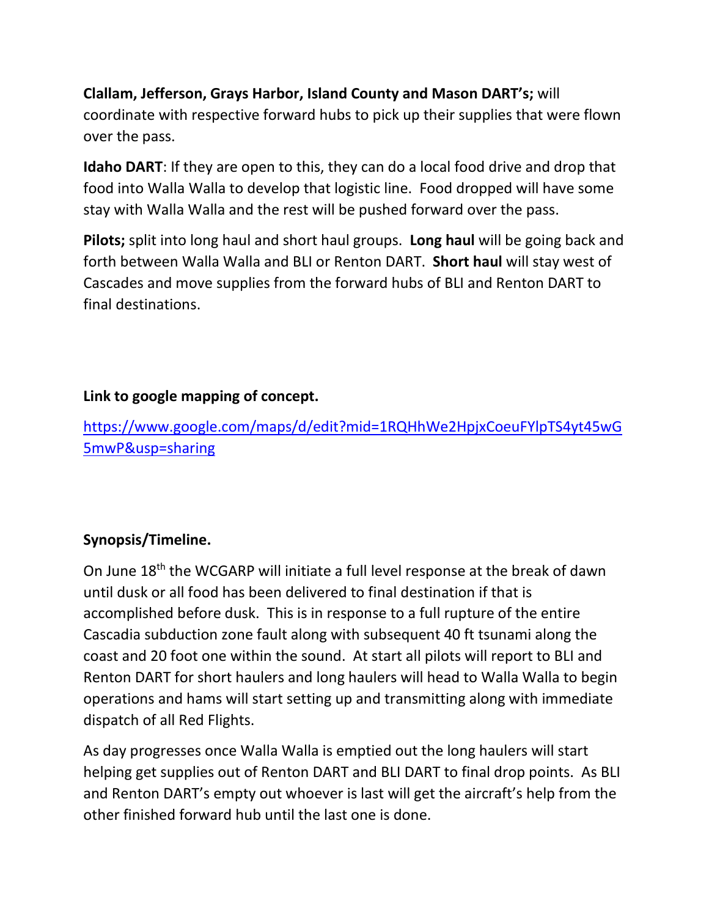**Clallam, Jefferson, Grays Harbor, Island County and Mason DART's;** will coordinate with respective forward hubs to pick up their supplies that were flown over the pass.

**Idaho DART**: If they are open to this, they can do a local food drive and drop that food into Walla Walla to develop that logistic line. Food dropped will have some stay with Walla Walla and the rest will be pushed forward over the pass.

**Pilots;** split into long haul and short haul groups. **Long haul** will be going back and forth between Walla Walla and BLI or Renton DART. **Short haul** will stay west of Cascades and move supplies from the forward hubs of BLI and Renton DART to final destinations.

**Link to google mapping of concept.**

https://www.google.com/maps/d/edit?mid=1RQHhWe2HpjxCoeuFYlpTS4yt45wG5mwP&usp=sharing

**Synopsis/Timeline.**

On June 18th the WCGARP will initiate a full level response at the break of dawn until dusk or all food has been delivered to final destination if that is accomplished before dusk. This is in response to a full rupture of the entire Cascadia subduction zone fault along with subsequent 40 ft tsunami along the coast and 20 foot one within the sound. At start all pilots will report to BLI and Renton DART for short haulers and long haulers will head to Walla Walla to begin operations and hams will start setting up and transmitting along with immediate dispatch of all Red Flights.

As day progresses once Walla Walla is emptied out the long haulers will start helping get supplies out of Renton DART and BLI DART to final drop points. As BLI and Renton DART's empty out whoever is last will get the aircraft's help from the other finished forward hub until the last one is done.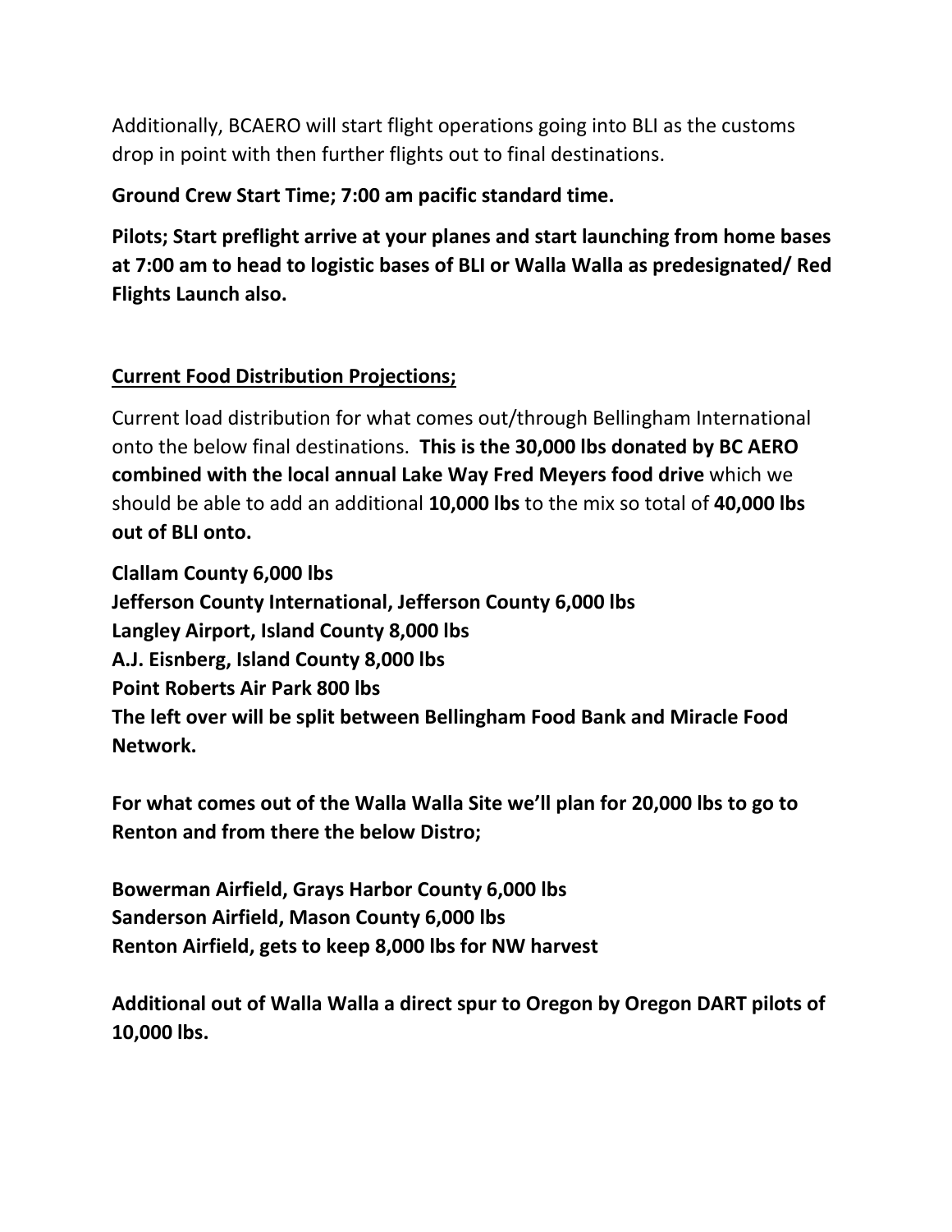Additionally, BCAERO will start flight operations going into BLI as the customs drop in point with then further flights out to final destinations.

**Ground Crew Start Time; 7:00 am pacific standard time.**

**Pilots; Start preflight arrive at your planes and start launching from home bases at 7:00 am to head to logistic bases of BLI or Walla Walla as predesignated/ Red Flights Launch also.**

## Current Food Distribution Projections;

Current load distribution for what comes out/through Bellingham International onto the below final destinations. **This is the 30,000 lbs donated by BC AERO combined with the local annual Lake Way Fred Meyers food drive** which we should be able to add an additional **10,000 lbs** to the mix so total of **40,000 lbs out of BLI onto.**

**Clallam County 6,000 lbs**
**Jefferson County International, Jefferson County 6,000 lbs**
**Langley Airport, Island County 8,000 lbs**
**A.J. Eisnberg, Island County 8,000 lbs**
**Point Roberts Air Park 800 lbs**
**The left over will be split between Bellingham Food Bank and Miracle Food Network.**

**For what comes out of the Walla Walla Site we'll plan for 20,000 lbs to go to Renton and from there the below Distro;**

**Bowerman Airfield, Grays Harbor County 6,000 lbs**
**Sanderson Airfield, Mason County 6,000 lbs**
**Renton Airfield, gets to keep 8,000 lbs for NW harvest**

**Additional out of Walla Walla a direct spur to Oregon by Oregon DART pilots of 10,000 lbs.**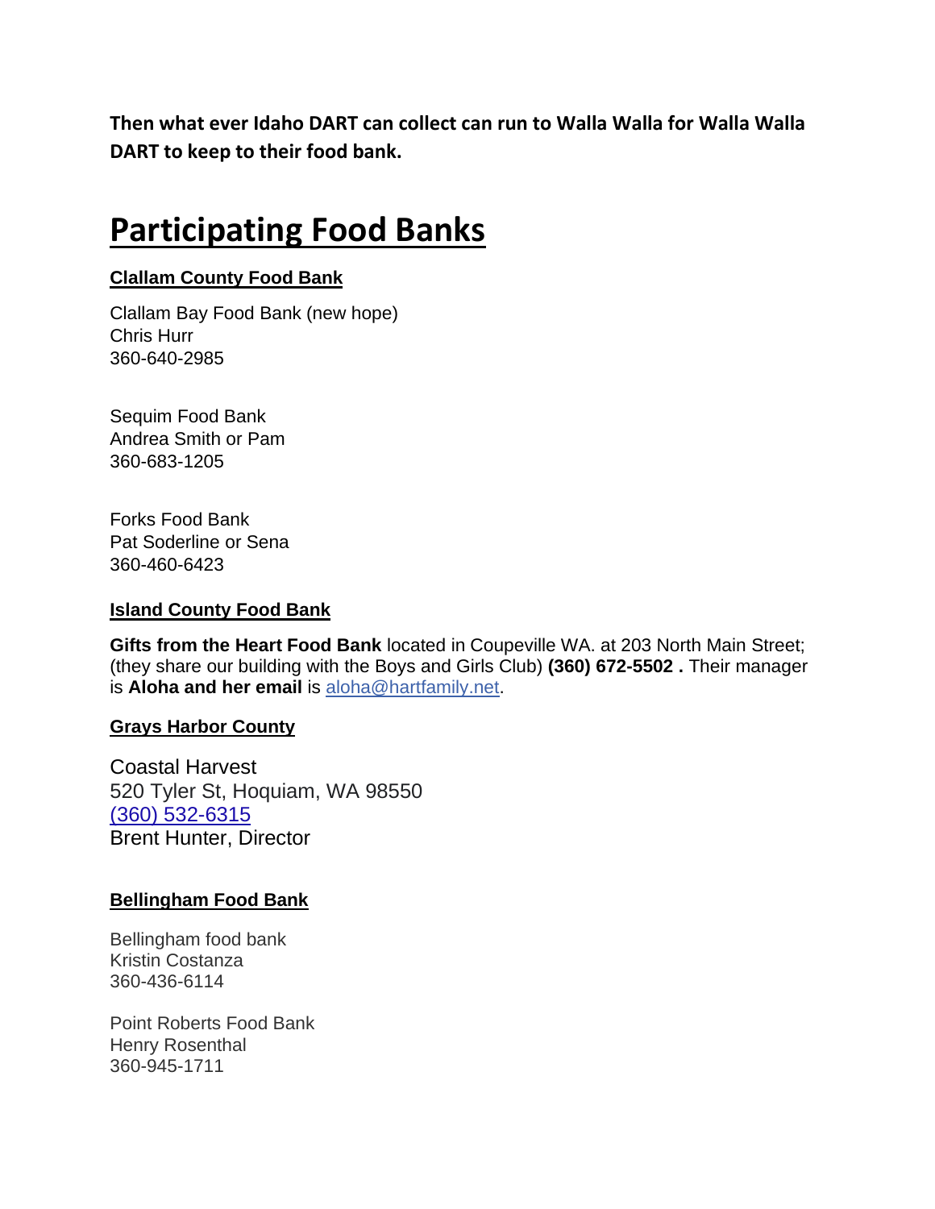**Then what ever Idaho DART can collect can run to Walla Walla for Walla Walla DART to keep to their food bank.**

# Participating Food Banks

### Clallam County Food Bank

Clallam Bay Food Bank (new hope)
Chris Hurr
360-640-2985

Sequim Food Bank
Andrea Smith or Pam
360-683-1205

Forks Food Bank
Pat Soderline or Sena
360-460-6423

### Island County Food Bank

**Gifts from the Heart Food Bank** located in Coupeville WA. at 203 North Main Street; (they share our building with the Boys and Girls Club) **(360) 672-5502 .** Their manager is **Aloha and her email** is aloha@hartfamily.net.

### Grays Harbor County

Coastal Harvest
520 Tyler St, Hoquiam, WA 98550
(360) 532-6315
Brent Hunter, Director

### Bellingham Food Bank

Bellingham food bank
Kristin Costanza
360-436-6114

Point Roberts Food Bank
Henry Rosenthal
360-945-1711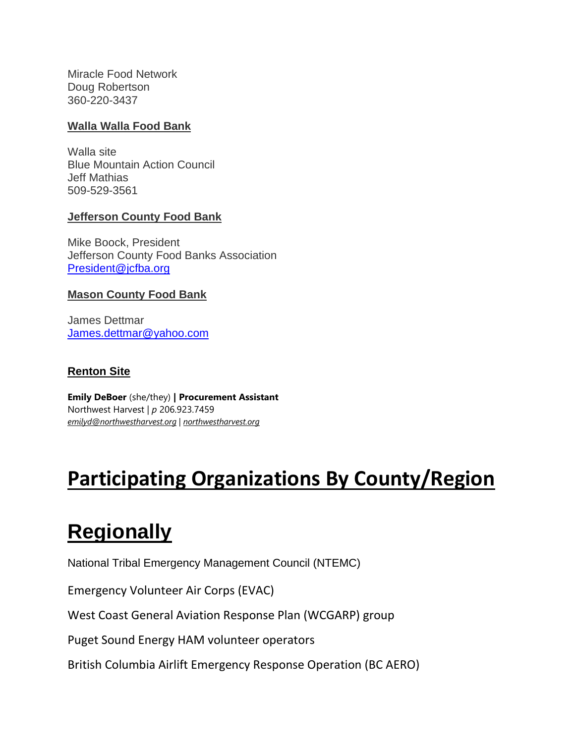Miracle Food Network
Doug Robertson
360-220-3437

**Walla Walla Food Bank**

Walla site
Blue Mountain Action Council
Jeff Mathias
509-529-3561

**Jefferson County Food Bank**

Mike Boock, President
Jefferson County Food Banks Association
President@jcfba.org

**Mason County Food Bank**

James Dettmar
James.dettmar@yahoo.com

**Renton Site**

**Emily DeBoer** (she/they) **| Procurement Assistant**
Northwest Harvest | *p* 206.923.7459
*emilyd@northwestharvest.org* | *northwestharvest.org*

# Participating Organizations By County/Region

# Regionally

National Tribal Emergency Management Council (NTEMC)

Emergency Volunteer Air Corps (EVAC)

West Coast General Aviation Response Plan (WCGARP) group

Puget Sound Energy HAM volunteer operators

British Columbia Airlift Emergency Response Operation (BC AERO)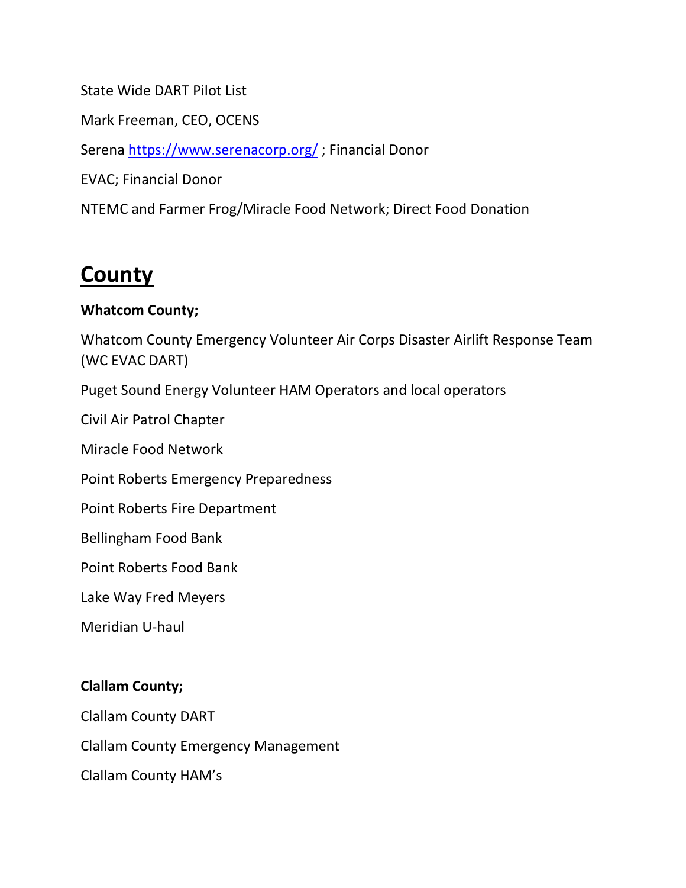State Wide DART Pilot List

Mark Freeman, CEO, OCENS

Serena [https://www.serenacorp.org/](https://www.serenacorp.org/) ; Financial Donor

EVAC; Financial Donor

NTEMC and Farmer Frog/Miracle Food Network; Direct Food Donation

# County

**Whatcom County;**

Whatcom County Emergency Volunteer Air Corps Disaster Airlift Response Team (WC EVAC DART)

Puget Sound Energy Volunteer HAM Operators and local operators

Civil Air Patrol Chapter

Miracle Food Network

Point Roberts Emergency Preparedness

Point Roberts Fire Department

Bellingham Food Bank

Point Roberts Food Bank

Lake Way Fred Meyers

Meridian U-haul

**Clallam County;**

Clallam County DART

Clallam County Emergency Management

Clallam County HAM's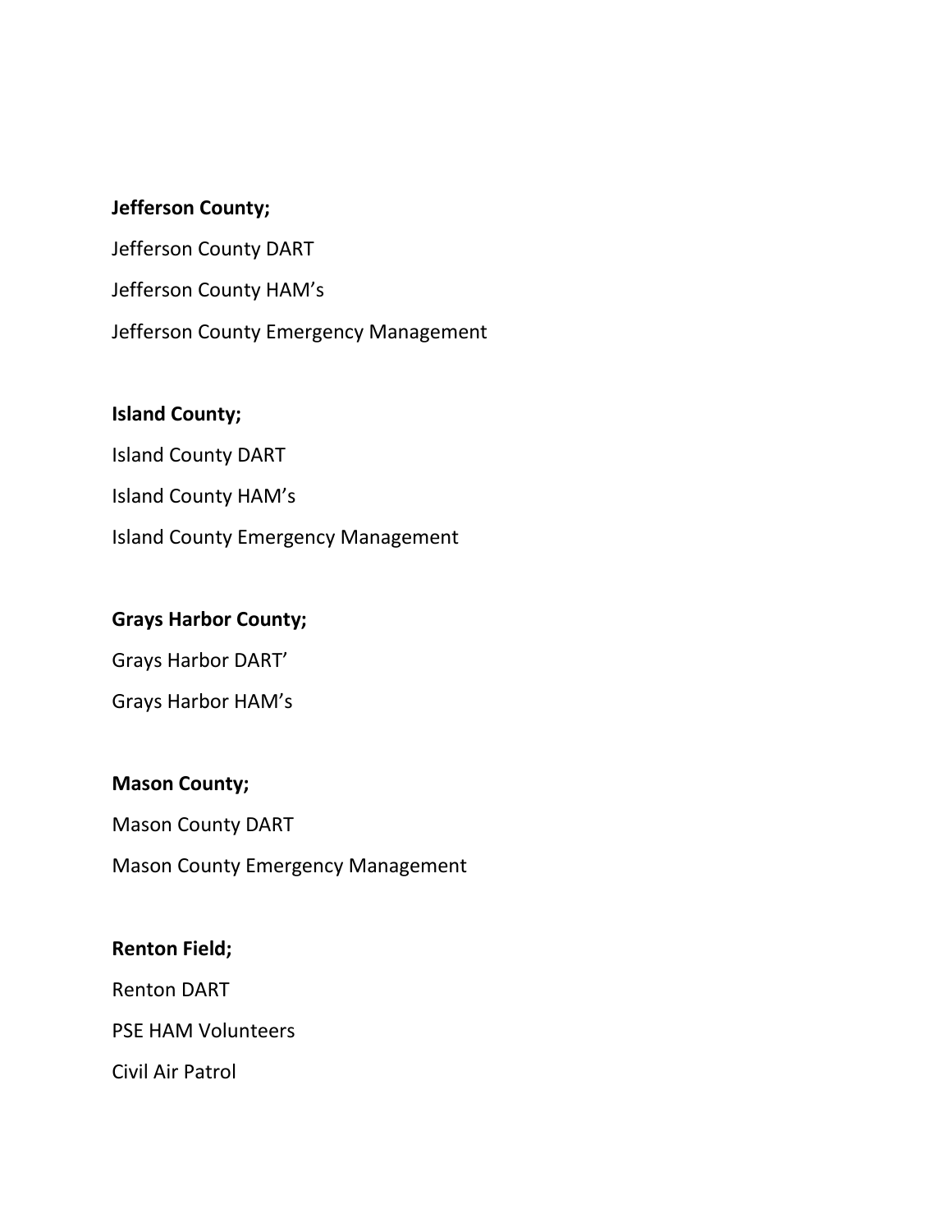**Jefferson County;**

Jefferson County DART

Jefferson County HAM’s

Jefferson County Emergency Management

**Island County;**

Island County DART

Island County HAM’s

Island County Emergency Management

**Grays Harbor County;**

Grays Harbor DART’

Grays Harbor HAM’s

**Mason County;**

Mason County DART

Mason County Emergency Management

**Renton Field;**

Renton DART

PSE HAM Volunteers

Civil Air Patrol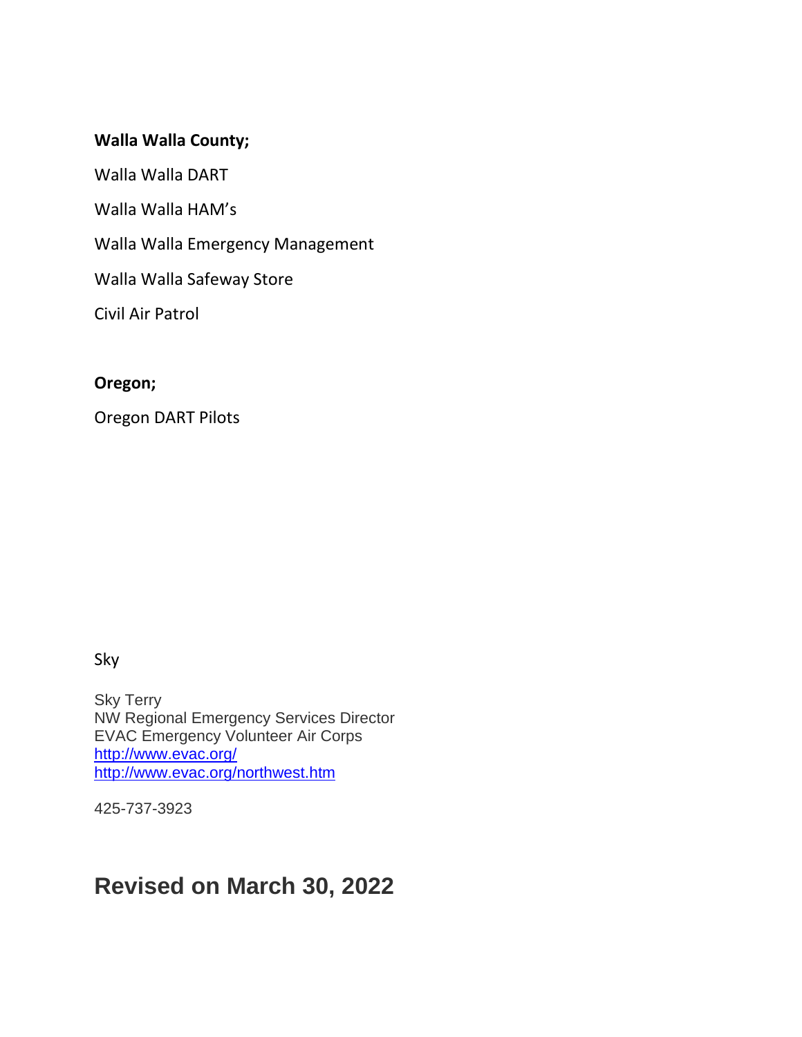**Walla Walla County;**

Walla Walla DART

Walla Walla HAM's

Walla Walla Emergency Management

Walla Walla Safeway Store

Civil Air Patrol

**Oregon;**

Oregon DART Pilots

Sky

Sky Terry
NW Regional Emergency Services Director
EVAC Emergency Volunteer Air Corps
[http://www.evac.org/](http://www.evac.org/)
[http://www.evac.org/northwest.htm](http://www.evac.org/northwest.htm)

425-737-3923

## Revised on March 30, 2022